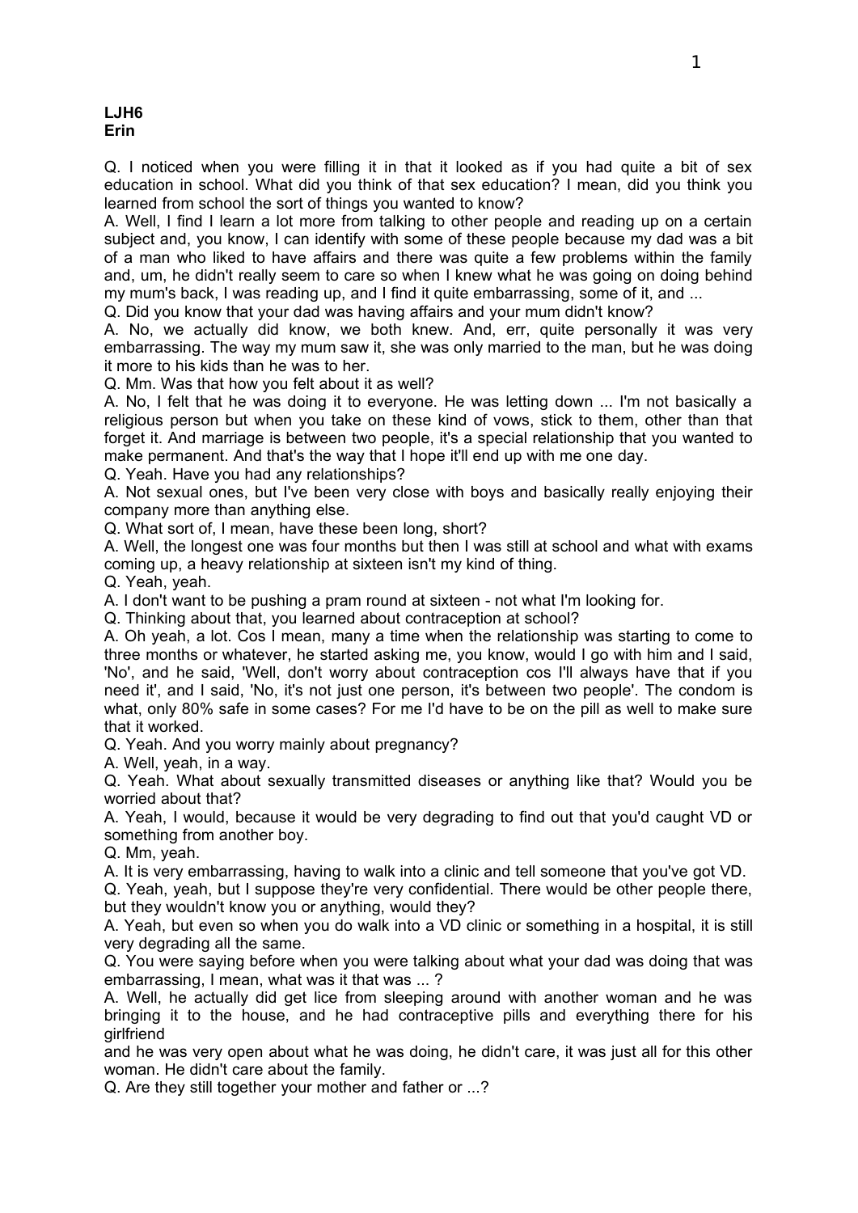**LJH6**
**Erin**

Q. I noticed when you were filling it in that it looked as if you had quite a bit of sex education in school. What did you think of that sex education? I mean, did you think you learned from school the sort of things you wanted to know?

A. Well, I find I learn a lot more from talking to other people and reading up on a certain subject and, you know, I can identify with some of these people because my dad was a bit of a man who liked to have affairs and there was quite a few problems within the family and, um, he didn't really seem to care so when I knew what he was going on doing behind my mum's back, I was reading up, and I find it quite embarrassing, some of it, and ...

Q. Did you know that your dad was having affairs and your mum didn't know?

A. No, we actually did know, we both knew. And, err, quite personally it was very embarrassing. The way my mum saw it, she was only married to the man, but he was doing it more to his kids than he was to her.

Q. Mm. Was that how you felt about it as well?

A. No, I felt that he was doing it to everyone. He was letting down ... I'm not basically a religious person but when you take on these kind of vows, stick to them, other than that forget it. And marriage is between two people, it's a special relationship that you wanted to make permanent. And that's the way that I hope it'll end up with me one day.

Q. Yeah. Have you had any relationships?

A. Not sexual ones, but I've been very close with boys and basically really enjoying their company more than anything else.

Q. What sort of, I mean, have these been long, short?

A. Well, the longest one was four months but then I was still at school and what with exams coming up, a heavy relationship at sixteen isn't my kind of thing.

Q. Yeah, yeah.

A. I don't want to be pushing a pram round at sixteen - not what I'm looking for.

Q. Thinking about that, you learned about contraception at school?

A. Oh yeah, a lot. Cos I mean, many a time when the relationship was starting to come to three months or whatever, he started asking me, you know, would I go with him and I said, 'No', and he said, 'Well, don't worry about contraception cos I'll always have that if you need it', and I said, 'No, it's not just one person, it's between two people'. The condom is what, only 80% safe in some cases? For me I'd have to be on the pill as well to make sure that it worked.

Q. Yeah. And you worry mainly about pregnancy?

A. Well, yeah, in a way.

Q. Yeah. What about sexually transmitted diseases or anything like that? Would you be worried about that?

A. Yeah, I would, because it would be very degrading to find out that you'd caught VD or something from another boy.

Q. Mm, yeah.

A. It is very embarrassing, having to walk into a clinic and tell someone that you've got VD.

Q. Yeah, yeah, but I suppose they're very confidential. There would be other people there, but they wouldn't know you or anything, would they?

A. Yeah, but even so when you do walk into a VD clinic or something in a hospital, it is still very degrading all the same.

Q. You were saying before when you were talking about what your dad was doing that was embarrassing, I mean, what was it that was ... ?

A. Well, he actually did get lice from sleeping around with another woman and he was bringing it to the house, and he had contraceptive pills and everything there for his girlfriend and he was very open about what he was doing, he didn't care, it was just all for this other woman. He didn't care about the family.

Q. Are they still together your mother and father or ...?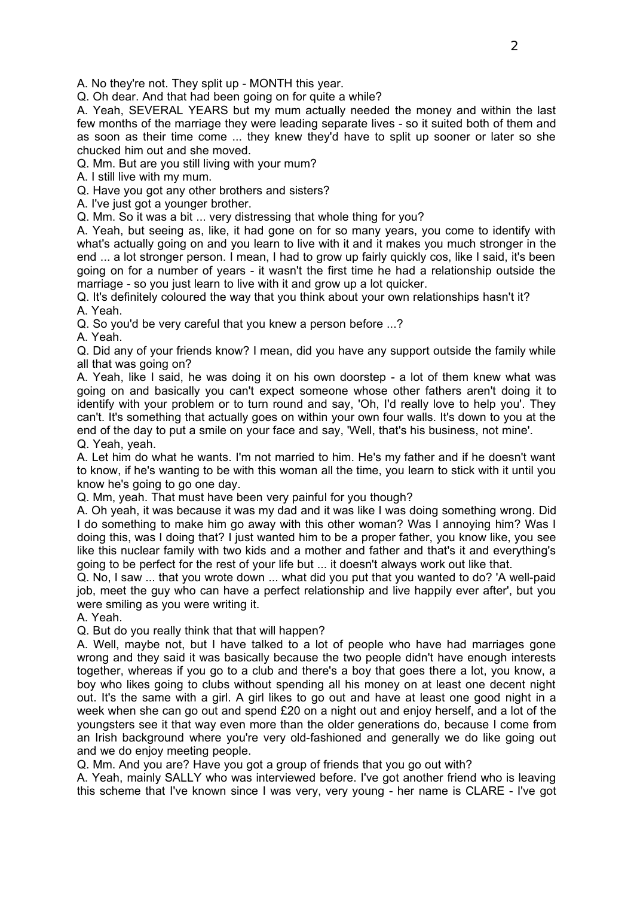A. No they're not. They split up - MONTH this year.

Q. Oh dear. And that had been going on for quite a while?

A. Yeah, SEVERAL YEARS but my mum actually needed the money and within the last few months of the marriage they were leading separate lives - so it suited both of them and as soon as their time come ... they knew they'd have to split up sooner or later so she chucked him out and she moved.

Q. Mm. But are you still living with your mum?

A. I still live with my mum.

Q. Have you got any other brothers and sisters?

A. I've just got a younger brother.

Q. Mm. So it was a bit ... very distressing that whole thing for you?

A. Yeah, but seeing as, like, it had gone on for so many years, you come to identify with what's actually going on and you learn to live with it and it makes you much stronger in the end ... a lot stronger person. I mean, I had to grow up fairly quickly cos, like I said, it's been going on for a number of years - it wasn't the first time he had a relationship outside the marriage - so you just learn to live with it and grow up a lot quicker.

Q. It's definitely coloured the way that you think about your own relationships hasn't it?

A. Yeah.

Q. So you'd be very careful that you knew a person before ...?

A. Yeah.

Q. Did any of your friends know? I mean, did you have any support outside the family while all that was going on?

A. Yeah, like I said, he was doing it on his own doorstep - a lot of them knew what was going on and basically you can't expect someone whose other fathers aren't doing it to identify with your problem or to turn round and say, 'Oh, I'd really love to help you'. They can't. It's something that actually goes on within your own four walls. It's down to you at the end of the day to put a smile on your face and say, 'Well, that's his business, not mine'.

Q. Yeah, yeah.

A. Let him do what he wants. I'm not married to him. He's my father and if he doesn't want to know, if he's wanting to be with this woman all the time, you learn to stick with it until you know he's going to go one day.

Q. Mm, yeah. That must have been very painful for you though?

A. Oh yeah, it was because it was my dad and it was like I was doing something wrong. Did I do something to make him go away with this other woman? Was I annoying him? Was I doing this, was I doing that? I just wanted him to be a proper father, you know like, you see like this nuclear family with two kids and a mother and father and that's it and everything's going to be perfect for the rest of your life but ... it doesn't always work out like that.

Q. No, I saw ... that you wrote down ... what did you put that you wanted to do? 'A well-paid job, meet the guy who can have a perfect relationship and live happily ever after', but you were smiling as you were writing it.

A. Yeah.

Q. But do you really think that that will happen?

A. Well, maybe not, but I have talked to a lot of people who have had marriages gone wrong and they said it was basically because the two people didn't have enough interests together, whereas if you go to a club and there's a boy that goes there a lot, you know, a boy who likes going to clubs without spending all his money on at least one decent night out. It's the same with a girl. A girl likes to go out and have at least one good night in a week when she can go out and spend £20 on a night out and enjoy herself, and a lot of the youngsters see it that way even more than the older generations do, because I come from an Irish background where you're very old-fashioned and generally we do like going out and we do enjoy meeting people.

Q. Mm. And you are? Have you got a group of friends that you go out with?

A. Yeah, mainly SALLY who was interviewed before. I've got another friend who is leaving this scheme that I've known since I was very, very young - her name is CLARE - I've got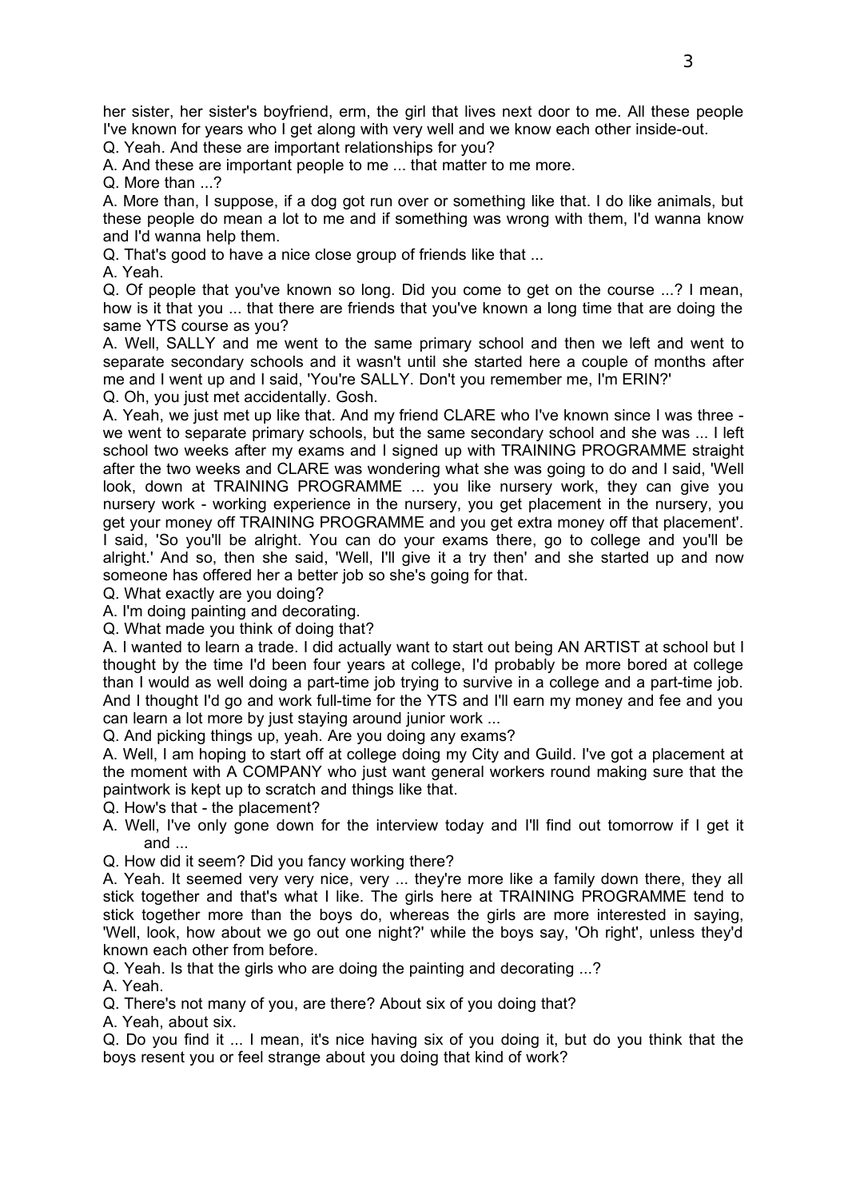her sister, her sister's boyfriend, erm, the girl that lives next door to me. All these people I've known for years who I get along with very well and we know each other inside-out.

Q. Yeah. And these are important relationships for you?

A. And these are important people to me ... that matter to me more.

Q. More than ...?

A. More than, I suppose, if a dog got run over or something like that. I do like animals, but these people do mean a lot to me and if something was wrong with them, I'd wanna know and I'd wanna help them.

Q. That's good to have a nice close group of friends like that ...

A. Yeah.

Q. Of people that you've known so long. Did you come to get on the course ...? I mean, how is it that you ... that there are friends that you've known a long time that are doing the same YTS course as you?

A. Well, SALLY and me went to the same primary school and then we left and went to separate secondary schools and it wasn't until she started here a couple of months after me and I went up and I said, 'You're SALLY. Don't you remember me, I'm ERIN?'

Q. Oh, you just met accidentally. Gosh.

A. Yeah, we just met up like that. And my friend CLARE who I've known since I was three - we went to separate primary schools, but the same secondary school and she was ... I left school two weeks after my exams and I signed up with TRAINING PROGRAMME straight after the two weeks and CLARE was wondering what she was going to do and I said, 'Well look, down at TRAINING PROGRAMME ... you like nursery work, they can give you nursery work - working experience in the nursery, you get placement in the nursery, you get your money off TRAINING PROGRAMME and you get extra money off that placement'. I said, 'So you'll be alright. You can do your exams there, go to college and you'll be alright.' And so, then she said, 'Well, I'll give it a try then' and she started up and now someone has offered her a better job so she's going for that.

Q. What exactly are you doing?

A. I'm doing painting and decorating.

Q. What made you think of doing that?

A. I wanted to learn a trade. I did actually want to start out being AN ARTIST at school but I thought by the time I'd been four years at college, I'd probably be more bored at college than I would as well doing a part-time job trying to survive in a college and a part-time job. And I thought I'd go and work full-time for the YTS and I'll earn my money and fee and you can learn a lot more by just staying around junior work ...

Q. And picking things up, yeah. Are you doing any exams?

A. Well, I am hoping to start off at college doing my City and Guild. I've got a placement at the moment with A COMPANY who just want general workers round making sure that the paintwork is kept up to scratch and things like that.

Q. How's that - the placement?

A. Well, I've only gone down for the interview today and I'll find out tomorrow if I get it and ...

Q. How did it seem? Did you fancy working there?

A. Yeah. It seemed very very nice, very ... they're more like a family down there, they all stick together and that's what I like. The girls here at TRAINING PROGRAMME tend to stick together more than the boys do, whereas the girls are more interested in saying, 'Well, look, how about we go out one night?' while the boys say, 'Oh right', unless they'd known each other from before.

Q. Yeah. Is that the girls who are doing the painting and decorating ...?

A. Yeah.

Q. There's not many of you, are there? About six of you doing that?

A. Yeah, about six.

Q. Do you find it ... I mean, it's nice having six of you doing it, but do you think that the boys resent you or feel strange about you doing that kind of work?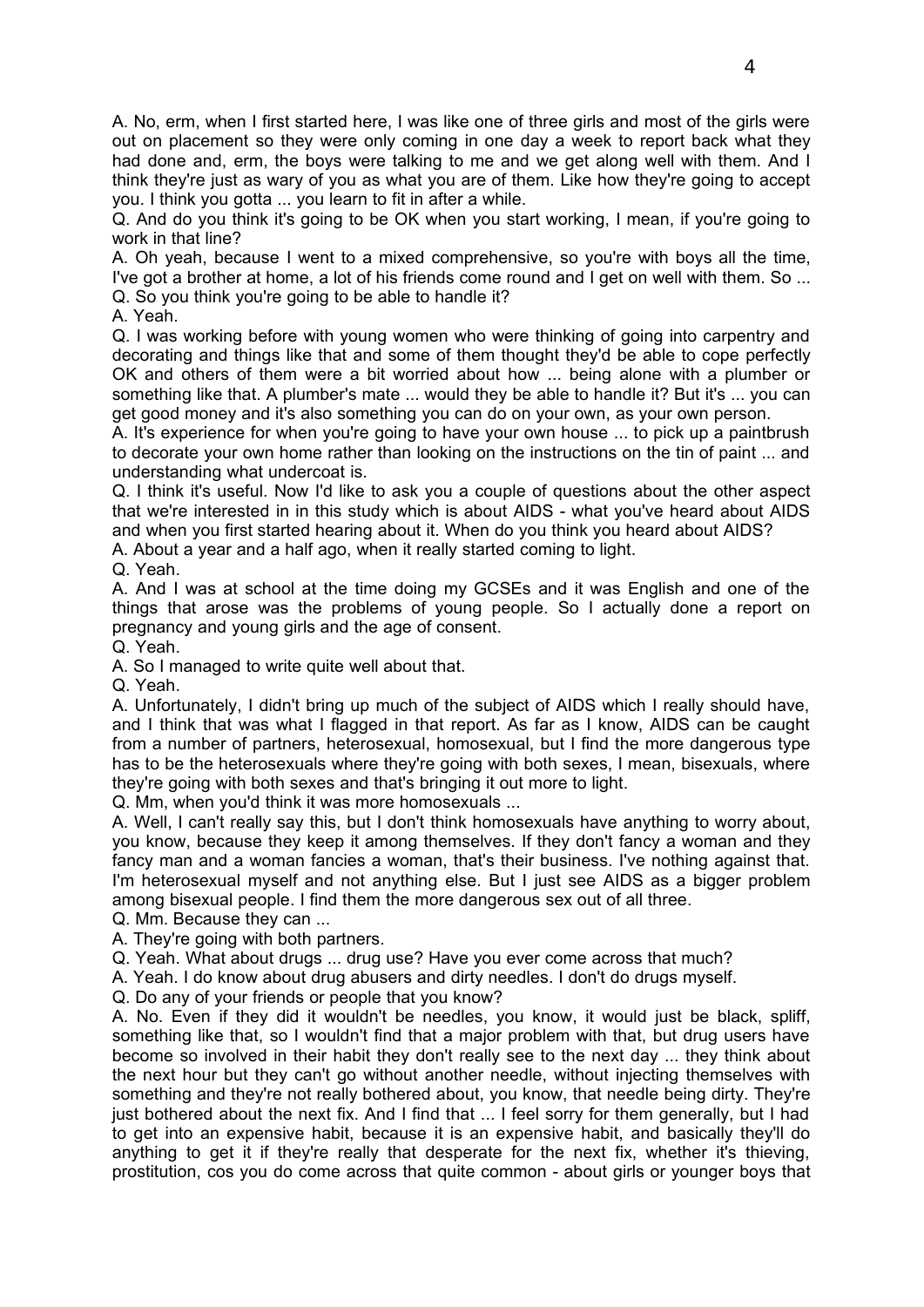A. No, erm, when I first started here, I was like one of three girls and most of the girls were out on placement so they were only coming in one day a week to report back what they had done and, erm, the boys were talking to me and we get along well with them. And I think they're just as wary of you as what you are of them. Like how they're going to accept you. I think you gotta ... you learn to fit in after a while.

Q. And do you think it's going to be OK when you start working, I mean, if you're going to work in that line?

A. Oh yeah, because I went to a mixed comprehensive, so you're with boys all the time, I've got a brother at home, a lot of his friends come round and I get on well with them. So ...

Q. So you think you're going to be able to handle it?

A. Yeah.

Q. I was working before with young women who were thinking of going into carpentry and decorating and things like that and some of them thought they'd be able to cope perfectly OK and others of them were a bit worried about how ... being alone with a plumber or something like that. A plumber's mate ... would they be able to handle it? But it's ... you can get good money and it's also something you can do on your own, as your own person.

A. It's experience for when you're going to have your own house ... to pick up a paintbrush to decorate your own home rather than looking on the instructions on the tin of paint ... and understanding what undercoat is.

Q. I think it's useful. Now I'd like to ask you a couple of questions about the other aspect that we're interested in in this study which is about AIDS - what you've heard about AIDS and when you first started hearing about it. When do you think you heard about AIDS?

A. About a year and a half ago, when it really started coming to light.

Q. Yeah.

A. And I was at school at the time doing my GCSEs and it was English and one of the things that arose was the problems of young people. So I actually done a report on pregnancy and young girls and the age of consent.

Q. Yeah.

A. So I managed to write quite well about that.

Q. Yeah.

A. Unfortunately, I didn't bring up much of the subject of AIDS which I really should have, and I think that was what I flagged in that report. As far as I know, AIDS can be caught from a number of partners, heterosexual, homosexual, but I find the more dangerous type has to be the heterosexuals where they're going with both sexes, I mean, bisexuals, where they're going with both sexes and that's bringing it out more to light.

Q. Mm, when you'd think it was more homosexuals ...

A. Well, I can't really say this, but I don't think homosexuals have anything to worry about, you know, because they keep it among themselves. If they don't fancy a woman and they fancy man and a woman fancies a woman, that's their business. I've nothing against that. I'm heterosexual myself and not anything else. But I just see AIDS as a bigger problem among bisexual people. I find them the more dangerous sex out of all three.

Q. Mm. Because they can ...

A. They're going with both partners.

Q. Yeah. What about drugs ... drug use? Have you ever come across that much?

A. Yeah. I do know about drug abusers and dirty needles. I don't do drugs myself.

Q. Do any of your friends or people that you know?

A. No. Even if they did it wouldn't be needles, you know, it would just be black, spliff, something like that, so I wouldn't find that a major problem with that, but drug users have become so involved in their habit they don't really see to the next day ... they think about the next hour but they can't go without another needle, without injecting themselves with something and they're not really bothered about, you know, that needle being dirty. They're just bothered about the next fix. And I find that ... I feel sorry for them generally, but I had to get into an expensive habit, because it is an expensive habit, and basically they'll do anything to get it if they're really that desperate for the next fix, whether it's thieving, prostitution, cos you do come across that quite common - about girls or younger boys that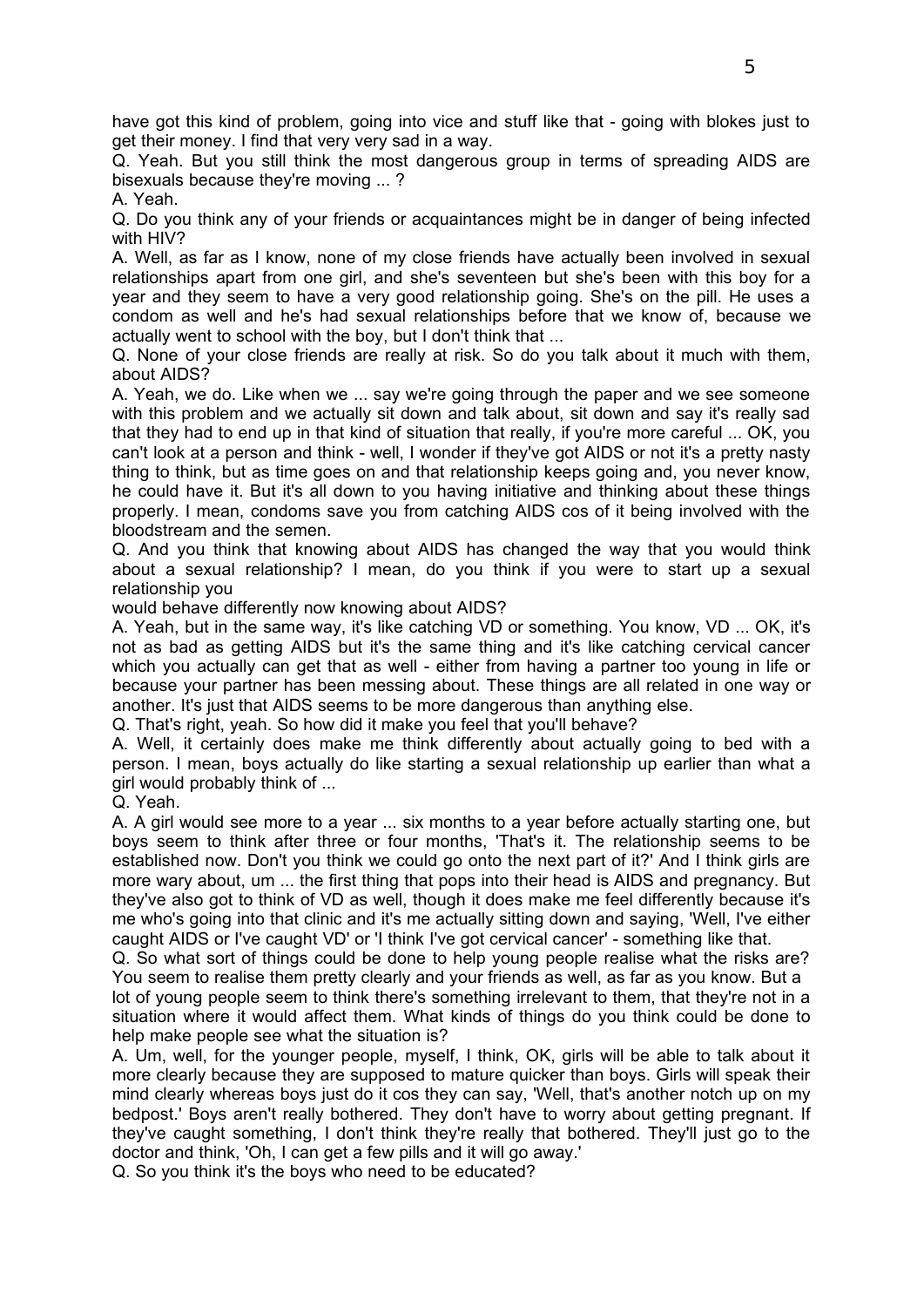have got this kind of problem, going into vice and stuff like that - going with blokes just to get their money. I find that very very sad in a way.

Q. Yeah. But you still think the most dangerous group in terms of spreading AIDS are bisexuals because they're moving ... ?

A. Yeah.

Q. Do you think any of your friends or acquaintances might be in danger of being infected with HIV?

A. Well, as far as I know, none of my close friends have actually been involved in sexual relationships apart from one girl, and she's seventeen but she's been with this boy for a year and they seem to have a very good relationship going. She's on the pill. He uses a condom as well and he's had sexual relationships before that we know of, because we actually went to school with the boy, but I don't think that ...

Q. None of your close friends are really at risk. So do you talk about it much with them, about AIDS?

A. Yeah, we do. Like when we ... say we're going through the paper and we see someone with this problem and we actually sit down and talk about, sit down and say it's really sad that they had to end up in that kind of situation that really, if you're more careful ... OK, you can't look at a person and think - well, I wonder if they've got AIDS or not it's a pretty nasty thing to think, but as time goes on and that relationship keeps going and, you never know, he could have it. But it's all down to you having initiative and thinking about these things properly. I mean, condoms save you from catching AIDS cos of it being involved with the bloodstream and the semen.

Q. And you think that knowing about AIDS has changed the way that you would think about a sexual relationship? I mean, do you think if you were to start up a sexual relationship you
would behave differently now knowing about AIDS?

A. Yeah, but in the same way, it's like catching VD or something. You know, VD ... OK, it's not as bad as getting AIDS but it's the same thing and it's like catching cervical cancer which you actually can get that as well - either from having a partner too young in life or because your partner has been messing about. These things are all related in one way or another. It's just that AIDS seems to be more dangerous than anything else.

Q. That's right, yeah. So how did it make you feel that you'll behave?

A. Well, it certainly does make me think differently about actually going to bed with a person. I mean, boys actually do like starting a sexual relationship up earlier than what a girl would probably think of ...

Q. Yeah.

A. A girl would see more to a year ... six months to a year before actually starting one, but boys seem to think after three or four months, 'That's it. The relationship seems to be established now. Don't you think we could go onto the next part of it?' And I think girls are more wary about, um ... the first thing that pops into their head is AIDS and pregnancy. But they've also got to think of VD as well, though it does make me feel differently because it's me who's going into that clinic and it's me actually sitting down and saying, 'Well, I've either caught AIDS or I've caught VD' or 'I think I've got cervical cancer' - something like that.

Q. So what sort of things could be done to help young people realise what the risks are? You seem to realise them pretty clearly and your friends as well, as far as you know. But a lot of young people seem to think there's something irrelevant to them, that they're not in a situation where it would affect them. What kinds of things do you think could be done to help make people see what the situation is?

A. Um, well, for the younger people, myself, I think, OK, girls will be able to talk about it more clearly because they are supposed to mature quicker than boys. Girls will speak their mind clearly whereas boys just do it cos they can say, 'Well, that's another notch up on my bedpost.' Boys aren't really bothered. They don't have to worry about getting pregnant. If they've caught something, I don't think they're really that bothered. They'll just go to the doctor and think, 'Oh, I can get a few pills and it will go away.'

Q. So you think it's the boys who need to be educated?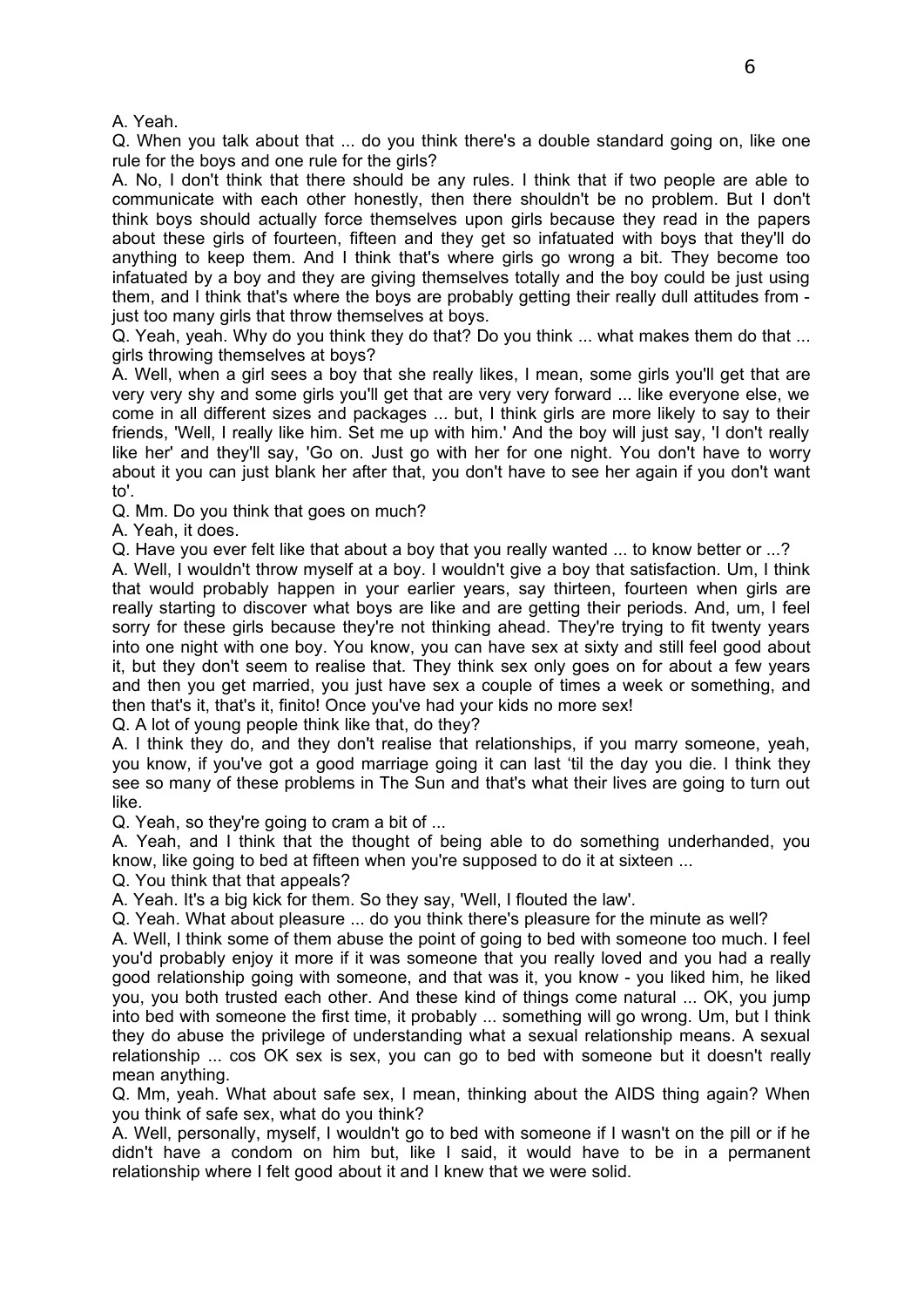A. Yeah.

Q. When you talk about that ... do you think there's a double standard going on, like one rule for the boys and one rule for the girls?

A. No, I don't think that there should be any rules. I think that if two people are able to communicate with each other honestly, then there shouldn't be no problem. But I don't think boys should actually force themselves upon girls because they read in the papers about these girls of fourteen, fifteen and they get so infatuated with boys that they'll do anything to keep them. And I think that's where girls go wrong a bit. They become too infatuated by a boy and they are giving themselves totally and the boy could be just using them, and I think that's where the boys are probably getting their really dull attitudes from - just too many girls that throw themselves at boys.

Q. Yeah, yeah. Why do you think they do that? Do you think ... what makes them do that ... girls throwing themselves at boys?

A. Well, when a girl sees a boy that she really likes, I mean, some girls you'll get that are very very shy and some girls you'll get that are very very forward ... like everyone else, we come in all different sizes and packages ... but, I think girls are more likely to say to their friends, 'Well, I really like him. Set me up with him.' And the boy will just say, 'I don't really like her' and they'll say, 'Go on. Just go with her for one night. You don't have to worry about it you can just blank her after that, you don't have to see her again if you don't want to'.

Q. Mm. Do you think that goes on much?

A. Yeah, it does.

Q. Have you ever felt like that about a boy that you really wanted ... to know better or ...?

A. Well, I wouldn't throw myself at a boy. I wouldn't give a boy that satisfaction. Um, I think that would probably happen in your earlier years, say thirteen, fourteen when girls are really starting to discover what boys are like and are getting their periods. And, um, I feel sorry for these girls because they're not thinking ahead. They're trying to fit twenty years into one night with one boy. You know, you can have sex at sixty and still feel good about it, but they don't seem to realise that. They think sex only goes on for about a few years and then you get married, you just have sex a couple of times a week or something, and then that's it, that's it, finito! Once you've had your kids no more sex!

Q. A lot of young people think like that, do they?

A. I think they do, and they don't realise that relationships, if you marry someone, yeah, you know, if you've got a good marriage going it can last 'til the day you die. I think they see so many of these problems in The Sun and that's what their lives are going to turn out like.

Q. Yeah, so they're going to cram a bit of ...

A. Yeah, and I think that the thought of being able to do something underhanded, you know, like going to bed at fifteen when you're supposed to do it at sixteen ...

Q. You think that that appeals?

A. Yeah. It's a big kick for them. So they say, 'Well, I flouted the law'.

Q. Yeah. What about pleasure ... do you think there's pleasure for the minute as well?

A. Well, I think some of them abuse the point of going to bed with someone too much. I feel you'd probably enjoy it more if it was someone that you really loved and you had a really good relationship going with someone, and that was it, you know - you liked him, he liked you, you both trusted each other. And these kind of things come natural ... OK, you jump into bed with someone the first time, it probably ... something will go wrong. Um, but I think they do abuse the privilege of understanding what a sexual relationship means. A sexual relationship ... cos OK sex is sex, you can go to bed with someone but it doesn't really mean anything.

Q. Mm, yeah. What about safe sex, I mean, thinking about the AIDS thing again? When you think of safe sex, what do you think?

A. Well, personally, myself, I wouldn't go to bed with someone if I wasn't on the pill or if he didn't have a condom on him but, like I said, it would have to be in a permanent relationship where I felt good about it and I knew that we were solid.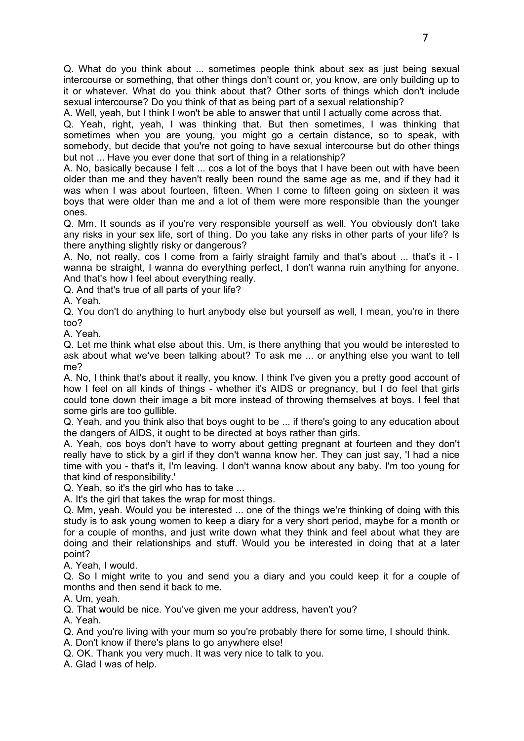Q. What do you think about ... sometimes people think about sex as just being sexual intercourse or something, that other things don't count or, you know, are only building up to it or whatever. What do you think about that? Other sorts of things which don't include sexual intercourse? Do you think of that as being part of a sexual relationship?

A. Well, yeah, but I think I won't be able to answer that until I actually come across that.

Q. Yeah, right, yeah, I was thinking that. But then sometimes, I was thinking that sometimes when you are young, you might go a certain distance, so to speak, with somebody, but decide that you're not going to have sexual intercourse but do other things but not ... Have you ever done that sort of thing in a relationship?

A. No, basically because I felt ... cos a lot of the boys that I have been out with have been older than me and they haven't really been round the same age as me, and if they had it was when I was about fourteen, fifteen. When I come to fifteen going on sixteen it was boys that were older than me and a lot of them were more responsible than the younger ones.

Q. Mm. It sounds as if you're very responsible yourself as well. You obviously don't take any risks in your sex life, sort of thing. Do you take any risks in other parts of your life? Is there anything slightly risky or dangerous?

A. No, not really, cos I come from a fairly straight family and that's about ... that's it - I wanna be straight, I wanna do everything perfect, I don't wanna ruin anything for anyone. And that's how I feel about everything really.

Q. And that's true of all parts of your life?

A. Yeah.

Q. You don't do anything to hurt anybody else but yourself as well, I mean, you're in there too?

A. Yeah.

Q. Let me think what else about this. Um, is there anything that you would be interested to ask about what we've been talking about? To ask me ... or anything else you want to tell me?

A. No, I think that's about it really, you know. I think I've given you a pretty good account of how I feel on all kinds of things - whether it's AIDS or pregnancy, but I do feel that girls could tone down their image a bit more instead of throwing themselves at boys. I feel that some girls are too gullible.

Q. Yeah, and you think also that boys ought to be ... if there's going to any education about the dangers of AIDS, it ought to be directed at boys rather than girls.

A. Yeah, cos boys don't have to worry about getting pregnant at fourteen and they don't really have to stick by a girl if they don't wanna know her. They can just say, 'I had a nice time with you - that's it, I'm leaving. I don't wanna know about any baby. I'm too young for that kind of responsibility.'

Q. Yeah, so it's the girl who has to take ...

A. It's the girl that takes the wrap for most things.

Q. Mm, yeah. Would you be interested ... one of the things we're thinking of doing with this study is to ask young women to keep a diary for a very short period, maybe for a month or for a couple of months, and just write down what they think and feel about what they are doing and their relationships and stuff. Would you be interested in doing that at a later point?

A. Yeah, I would.

Q. So I might write to you and send you a diary and you could keep it for a couple of months and then send it back to me.

A. Um, yeah.

Q. That would be nice. You've given me your address, haven't you?

A. Yeah.

Q. And you're living with your mum so you're probably there for some time, I should think.

A. Don't know if there's plans to go anywhere else!

Q. OK. Thank you very much. It was very nice to talk to you.

A. Glad I was of help.